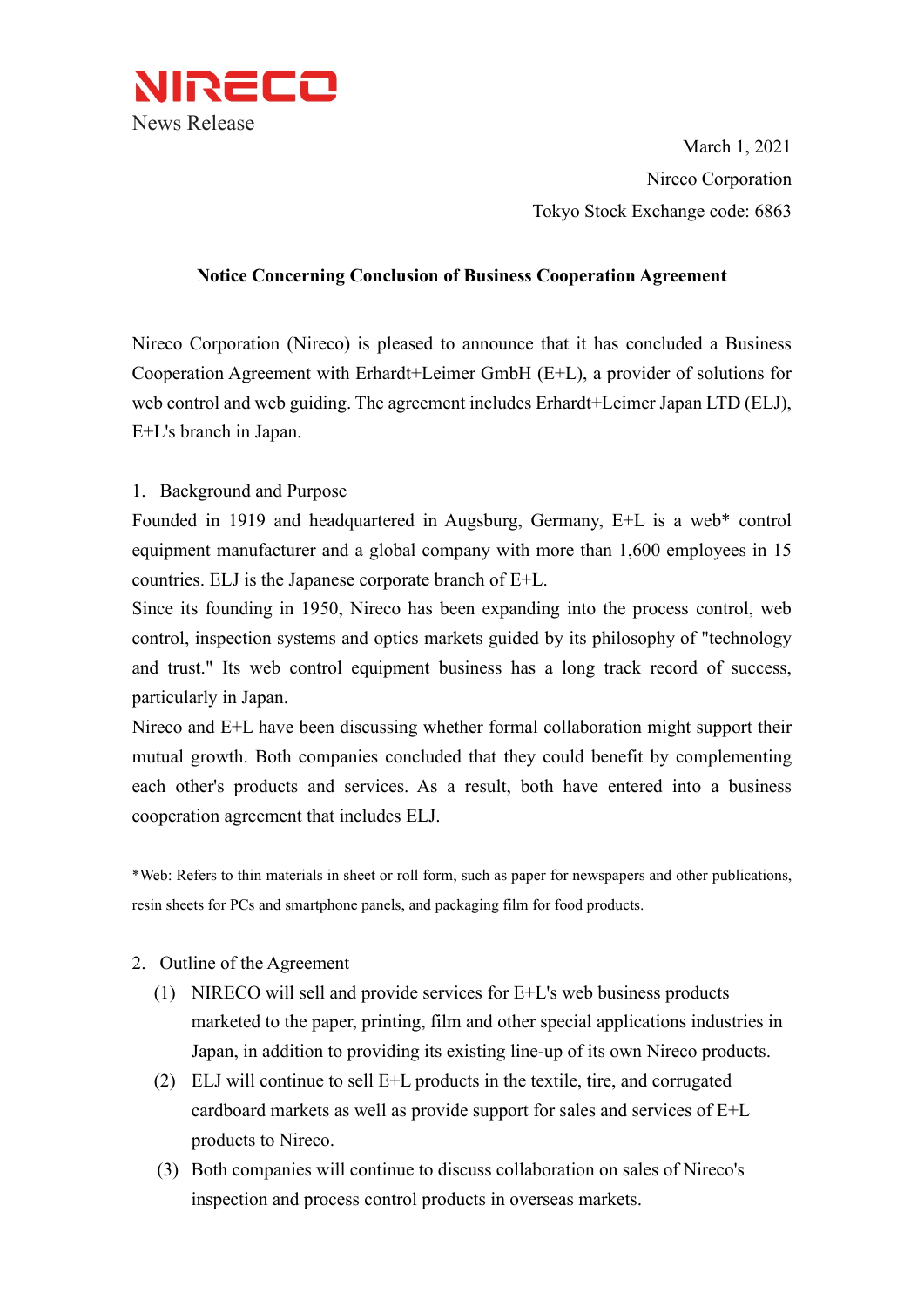NIRECO

News Release

March 1, 2021

Nireco Corporation

Tokyo Stock Exchange code: 6863

**Notice Concerning Conclusion of Business Cooperation Agreement**

Nireco Corporation (Nireco) is pleased to announce that it has concluded a Business Cooperation Agreement with Erhardt+Leimer GmbH (E+L), a provider of solutions for web control and web guiding. The agreement includes Erhardt+Leimer Japan LTD (ELJ), E+L's branch in Japan.

1. Background and Purpose

Founded in 1919 and headquartered in Augsburg, Germany, E+L is a web* control equipment manufacturer and a global company with more than 1,600 employees in 15 countries. ELJ is the Japanese corporate branch of E+L.

Since its founding in 1950, Nireco has been expanding into the process control, web control, inspection systems and optics markets guided by its philosophy of "technology and trust." Its web control equipment business has a long track record of success, particularly in Japan.

Nireco and E+L have been discussing whether formal collaboration might support their mutual growth. Both companies concluded that they could benefit by complementing each other's products and services. As a result, both have entered into a business cooperation agreement that includes ELJ.

*Web: Refers to thin materials in sheet or roll form, such as paper for newspapers and other publications, resin sheets for PCs and smartphone panels, and packaging film for food products.

2. Outline of the Agreement

(1) NIRECO will sell and provide services for E+L's web business products marketed to the paper, printing, film and other special applications industries in Japan, in addition to providing its existing line-up of its own Nireco products.

(2) ELJ will continue to sell E+L products in the textile, tire, and corrugated cardboard markets as well as provide support for sales and services of E+L products to Nireco.

(3) Both companies will continue to discuss collaboration on sales of Nireco's inspection and process control products in overseas markets.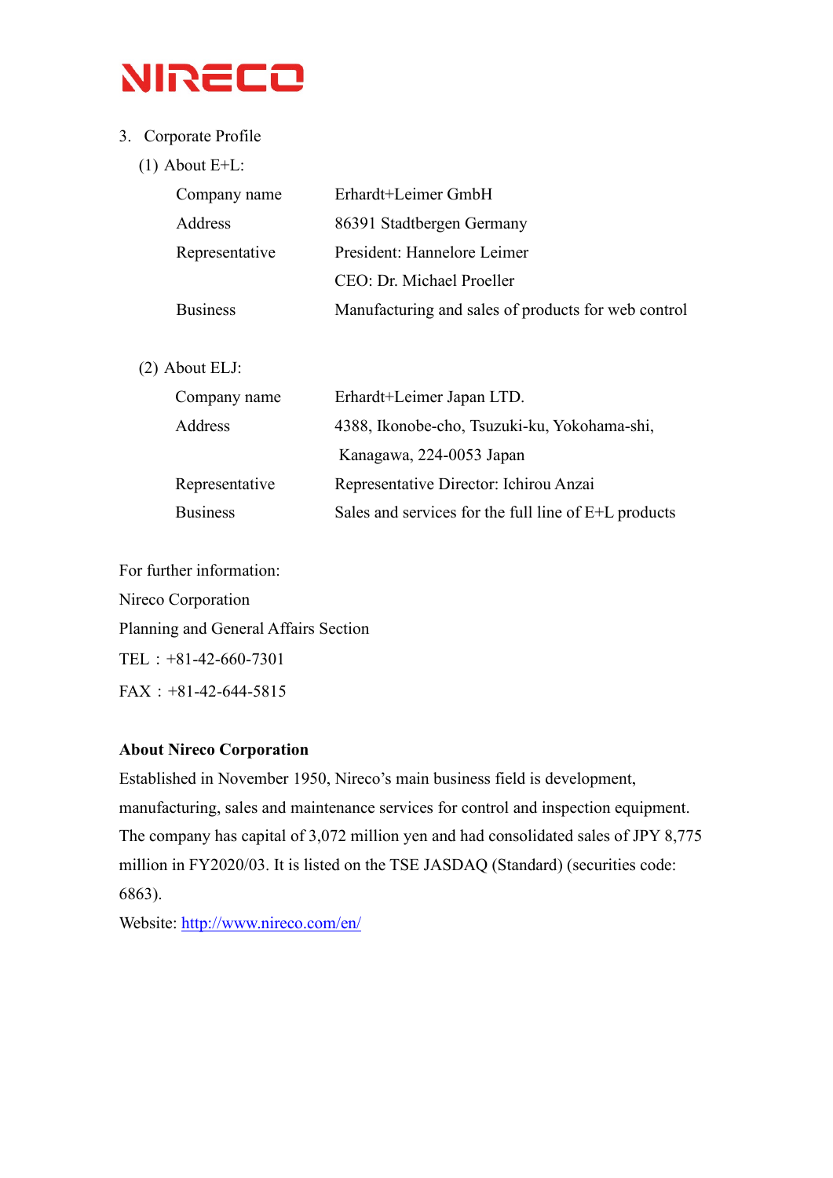NIRECO

3. Corporate Profile

(1) About E+L:

| | |
|---|---|
| Company name | Erhardt+Leimer GmbH |
| Address | 86391 Stadtbergen Germany |
| Representative | President: Hannelore Leimer |
| | CEO: Dr. Michael Proeller |
| Business | Manufacturing and sales of products for web control |

(2) About ELJ:

| | |
|---|---|
| Company name | Erhardt+Leimer Japan LTD. |
| Address | 4388, Ikonobe-cho, Tsuzuki-ku, Yokohama-shi, Kanagawa, 224-0053 Japan |
| Representative | Representative Director: Ichirou Anzai |
| Business | Sales and services for the full line of E+L products |

For further information:
Nireco Corporation
Planning and General Affairs Section
TEL：+81-42-660-7301
FAX：+81-42-644-5815

**About Nireco Corporation**

Established in November 1950, Nireco's main business field is development, manufacturing, sales and maintenance services for control and inspection equipment. The company has capital of 3,072 million yen and had consolidated sales of JPY 8,775 million in FY2020/03. It is listed on the TSE JASDAQ (Standard) (securities code: 6863).

Website: http://www.nireco.com/en/